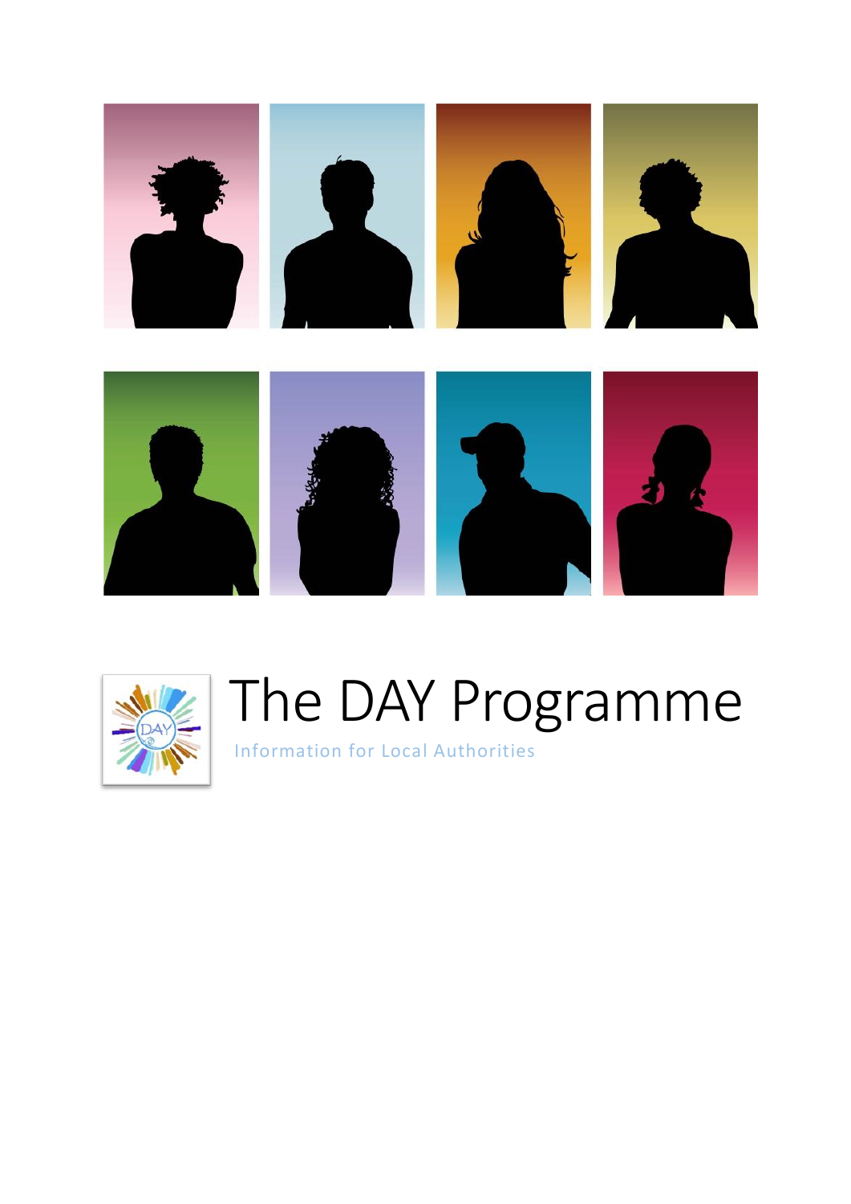# The DAY Programme

Information for Local Authorities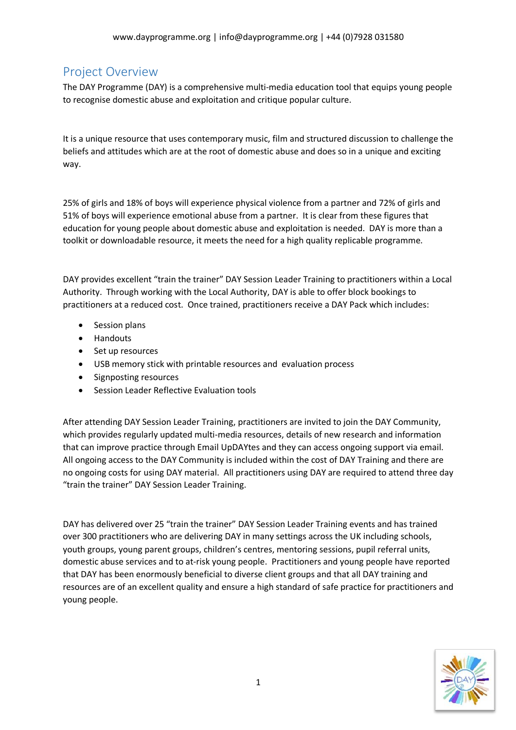## Project Overview

The DAY Programme (DAY) is a comprehensive multi-media education tool that equips young people to recognise domestic abuse and exploitation and critique popular culture.

It is a unique resource that uses contemporary music, film and structured discussion to challenge the beliefs and attitudes which are at the root of domestic abuse and does so in a unique and exciting way.

25% of girls and 18% of boys will experience physical violence from a partner and 72% of girls and 51% of boys will experience emotional abuse from a partner. It is clear from these figures that education for young people about domestic abuse and exploitation is needed. DAY is more than a toolkit or downloadable resource, it meets the need for a high quality replicable programme.

DAY provides excellent "train the trainer" DAY Session Leader Training to practitioners within a Local Authority. Through working with the Local Authority, DAY is able to offer block bookings to practitioners at a reduced cost. Once trained, practitioners receive a DAY Pack which includes:

- Session plans
- Handouts
- Set up resources
- USB memory stick with printable resources and evaluation process
- Signposting resources
- Session Leader Reflective Evaluation tools

After attending DAY Session Leader Training, practitioners are invited to join the DAY Community, which provides regularly updated multi-media resources, details of new research and information that can improve practice through Email UpDAYtes and they can access ongoing support via email. All ongoing access to the DAY Community is included within the cost of DAY Training and there are no ongoing costs for using DAY material. All practitioners using DAY are required to attend three day "train the trainer" DAY Session Leader Training.

DAY has delivered over 25 "train the trainer" DAY Session Leader Training events and has trained over 300 practitioners who are delivering DAY in many settings across the UK including schools, youth groups, young parent groups, children's centres, mentoring sessions, pupil referral units, domestic abuse services and to at-risk young people. Practitioners and young people have reported that DAY has been enormously beneficial to diverse client groups and that all DAY training and resources are of an excellent quality and ensure a high standard of safe practice for practitioners and young people.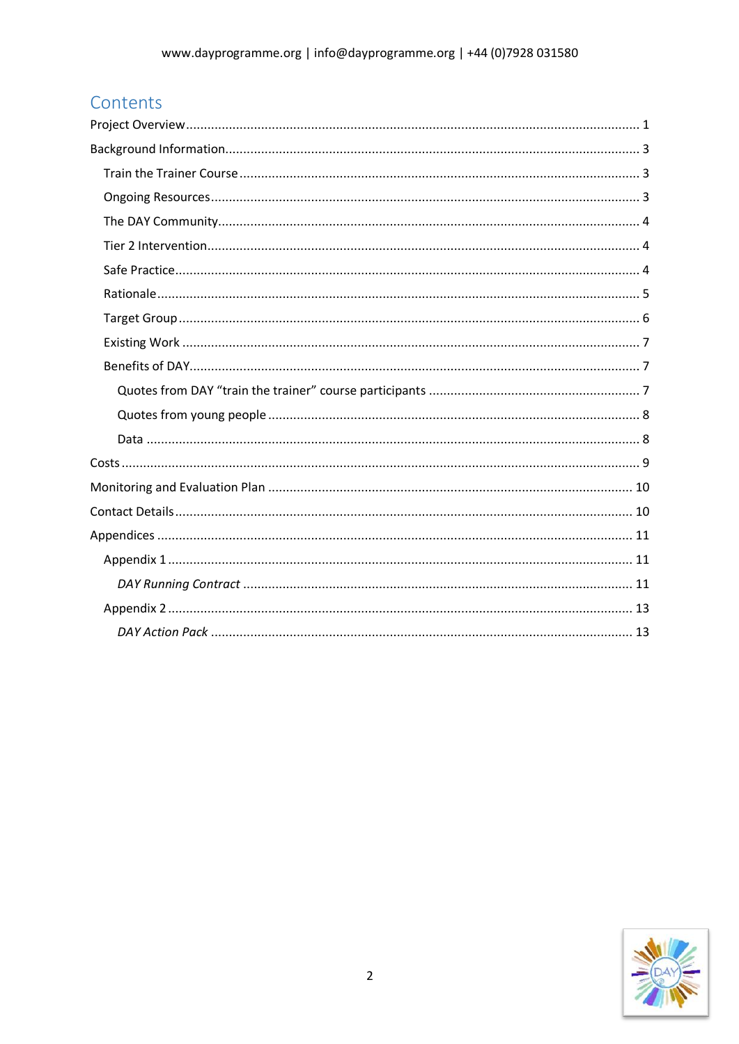# Contents

Project Overview ........ 1

Background Information ........ 3

- Train the Trainer Course ........ 3
- Ongoing Resources ........ 3
- The DAY Community ........ 4
- Tier 2 Intervention ........ 4
- Safe Practice ........ 4
- Rationale ........ 5
- Target Group ........ 6
- Existing Work ........ 7
- Benefits of DAY ........ 7
  - Quotes from DAY “train the trainer” course participants ........ 7
  - Quotes from young people ........ 8
  - Data ........ 8

Costs ........ 9

Monitoring and Evaluation Plan ........ 10

Contact Details ........ 10

Appendices ........ 11

- Appendix 1 ........ 11
  - *DAY Running Contract* ........ 11
- Appendix 2 ........ 13
  - *DAY Action Pack* ........ 13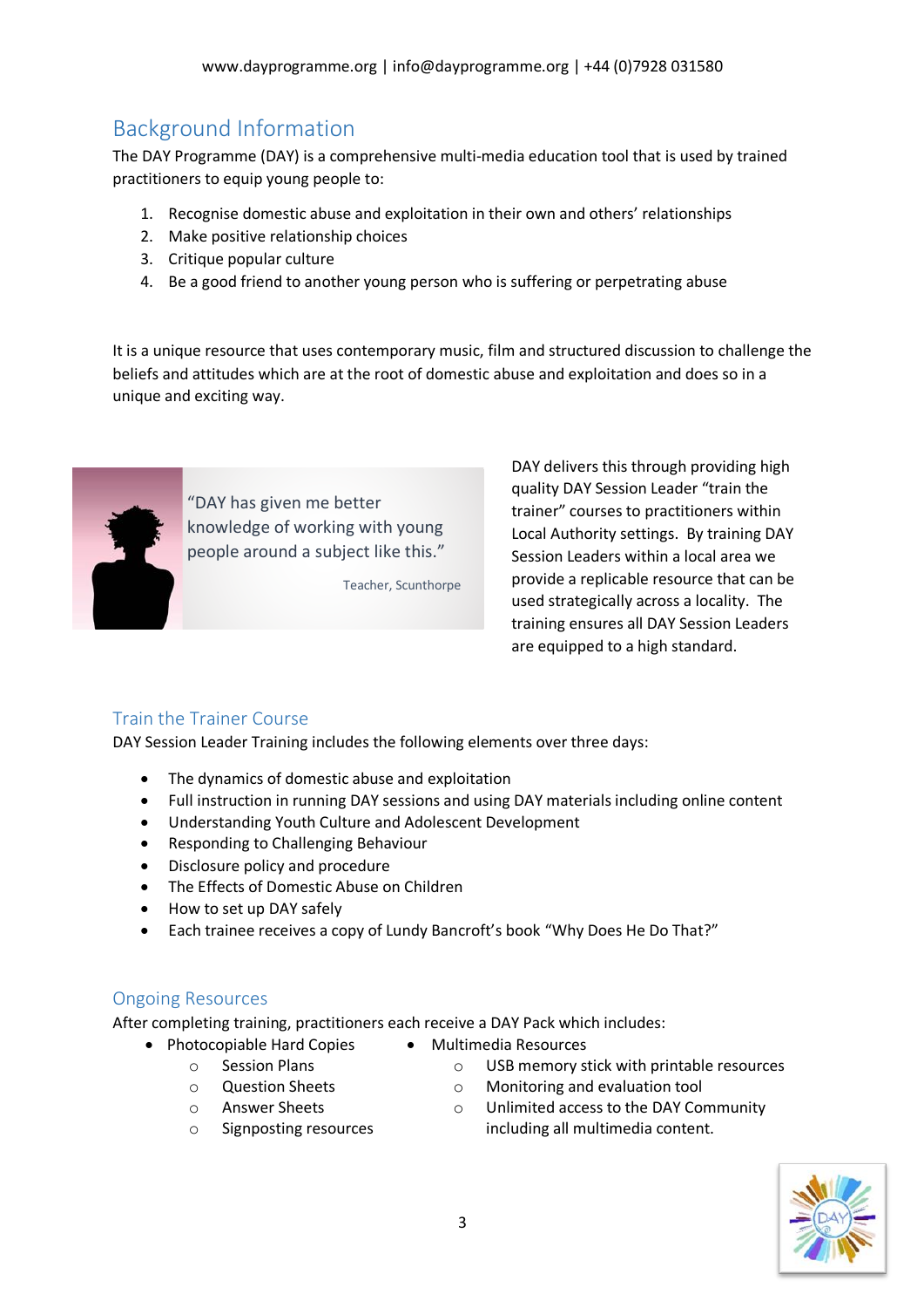## Background Information

The DAY Programme (DAY) is a comprehensive multi-media education tool that is used by trained practitioners to equip young people to:

1. Recognise domestic abuse and exploitation in their own and others' relationships
2. Make positive relationship choices
3. Critique popular culture
4. Be a good friend to another young person who is suffering or perpetrating abuse

It is a unique resource that uses contemporary music, film and structured discussion to challenge the beliefs and attitudes which are at the root of domestic abuse and exploitation and does so in a unique and exciting way.

> "DAY has given me better knowledge of working with young people around a subject like this."
>
> Teacher, Scunthorpe

DAY delivers this through providing high quality DAY Session Leader "train the trainer" courses to practitioners within Local Authority settings. By training DAY Session Leaders within a local area we provide a replicable resource that can be used strategically across a locality. The training ensures all DAY Session Leaders are equipped to a high standard.

### Train the Trainer Course

DAY Session Leader Training includes the following elements over three days:

- The dynamics of domestic abuse and exploitation
- Full instruction in running DAY sessions and using DAY materials including online content
- Understanding Youth Culture and Adolescent Development
- Responding to Challenging Behaviour
- Disclosure policy and procedure
- The Effects of Domestic Abuse on Children
- How to set up DAY safely
- Each trainee receives a copy of Lundy Bancroft's book "Why Does He Do That?"

### Ongoing Resources

After completing training, practitioners each receive a DAY Pack which includes:

- Photocopiable Hard Copies
  - Session Plans
  - Question Sheets
  - Answer Sheets
  - Signposting resources
- Multimedia Resources
  - USB memory stick with printable resources
  - Monitoring and evaluation tool
  - Unlimited access to the DAY Community including all multimedia content.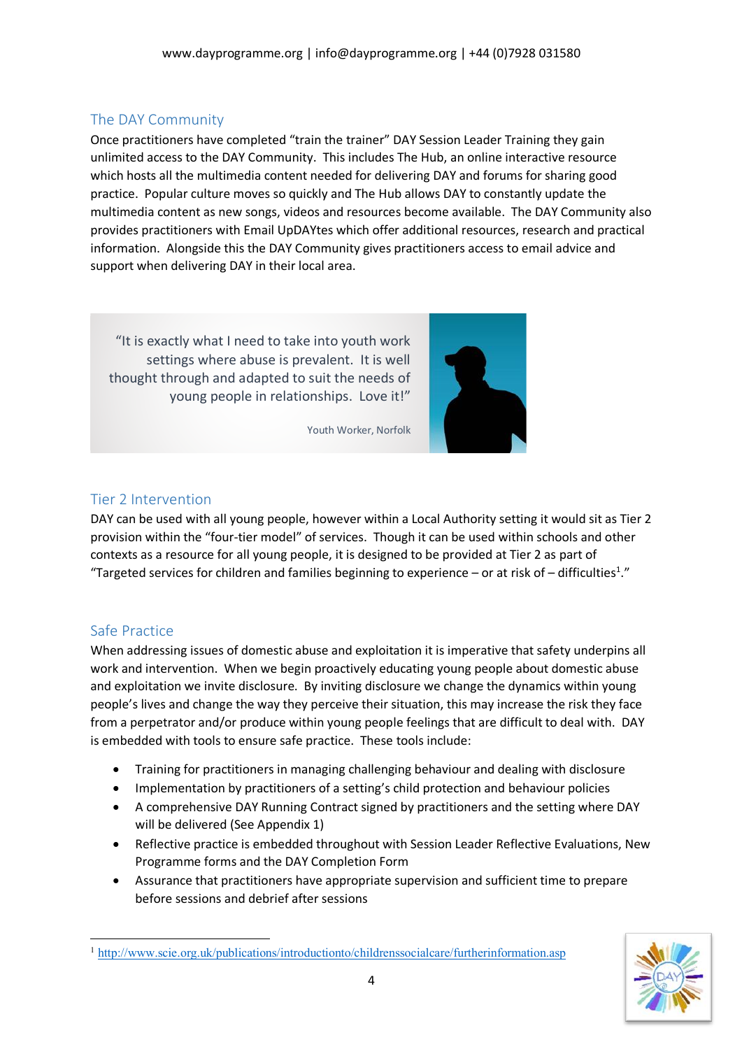## The DAY Community

Once practitioners have completed "train the trainer" DAY Session Leader Training they gain unlimited access to the DAY Community. This includes The Hub, an online interactive resource which hosts all the multimedia content needed for delivering DAY and forums for sharing good practice. Popular culture moves so quickly and The Hub allows DAY to constantly update the multimedia content as new songs, videos and resources become available. The DAY Community also provides practitioners with Email UpDAYtes which offer additional resources, research and practical information. Alongside this the DAY Community gives practitioners access to email advice and support when delivering DAY in their local area.

> "It is exactly what I need to take into youth work settings where abuse is prevalent. It is well thought through and adapted to suit the needs of young people in relationships. Love it!"
>
> Youth Worker, Norfolk

## Tier 2 Intervention

DAY can be used with all young people, however within a Local Authority setting it would sit as Tier 2 provision within the "four-tier model" of services. Though it can be used within schools and other contexts as a resource for all young people, it is designed to be provided at Tier 2 as part of "Targeted services for children and families beginning to experience – or at risk of – difficulties[1]."

## Safe Practice

When addressing issues of domestic abuse and exploitation it is imperative that safety underpins all work and intervention. When we begin proactively educating young people about domestic abuse and exploitation we invite disclosure. By inviting disclosure we change the dynamics within young people's lives and change the way they perceive their situation, this may increase the risk they face from a perpetrator and/or produce within young people feelings that are difficult to deal with. DAY is embedded with tools to ensure safe practice. These tools include:

- Training for practitioners in managing challenging behaviour and dealing with disclosure
- Implementation by practitioners of a setting's child protection and behaviour policies
- A comprehensive DAY Running Contract signed by practitioners and the setting where DAY will be delivered (See Appendix 1)
- Reflective practice is embedded throughout with Session Leader Reflective Evaluations, New Programme forms and the DAY Completion Form
- Assurance that practitioners have appropriate supervision and sufficient time to prepare before sessions and debrief after sessions

[1] http://www.scie.org.uk/publications/introductionto/childrenssocialcare/furtherinformation.asp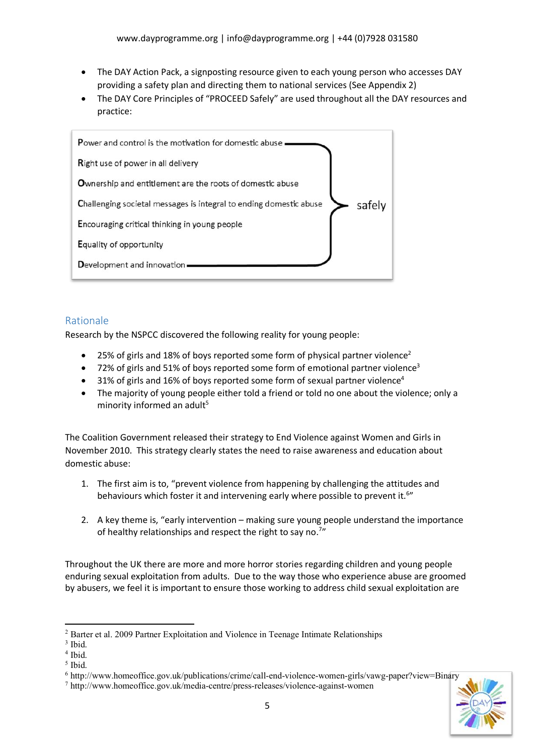- The DAY Action Pack, a signposting resource given to each young person who accesses DAY providing a safety plan and directing them to national services (See Appendix 2)
- The DAY Core Principles of "PROCEED Safely" are used throughout all the DAY resources and practice:

**P**ower and control is the motivation for domestic abuse
**R**ight use of power in all delivery
**O**wnership and entitlement are the roots of domestic abuse
**C**hallenging societal messages is integral to ending domestic abuse
**E**ncouraging critical thinking in young people
**E**quality of opportunity
**D**evelopment and innovation

} safely

## Rationale

Research by the NSPCC discovered the following reality for young people:

- 25% of girls and 18% of boys reported some form of physical partner violence[2]
- 72% of girls and 51% of boys reported some form of emotional partner violence[3]
- 31% of girls and 16% of boys reported some form of sexual partner violence[4]
- The majority of young people either told a friend or told no one about the violence; only a minority informed an adult[5]

The Coalition Government released their strategy to End Violence against Women and Girls in November 2010. This strategy clearly states the need to raise awareness and education about domestic abuse:

1. The first aim is to, "prevent violence from happening by challenging the attitudes and behaviours which foster it and intervening early where possible to prevent it.[6]"

2. A key theme is, "early intervention – making sure young people understand the importance of healthy relationships and respect the right to say no.[7]"

Throughout the UK there are more and more horror stories regarding children and young people enduring sexual exploitation from adults. Due to the way those who experience abuse are groomed by abusers, we feel it is important to ensure those working to address child sexual exploitation are

---

[2] Barter et al. 2009 Partner Exploitation and Violence in Teenage Intimate Relationships
[3] Ibid.
[4] Ibid.
[5] Ibid.
[6] http://www.homeoffice.gov.uk/publications/crime/call-end-violence-women-girls/vawg-paper?view=Binary
[7] http://www.homeoffice.gov.uk/media-centre/press-releases/violence-against-women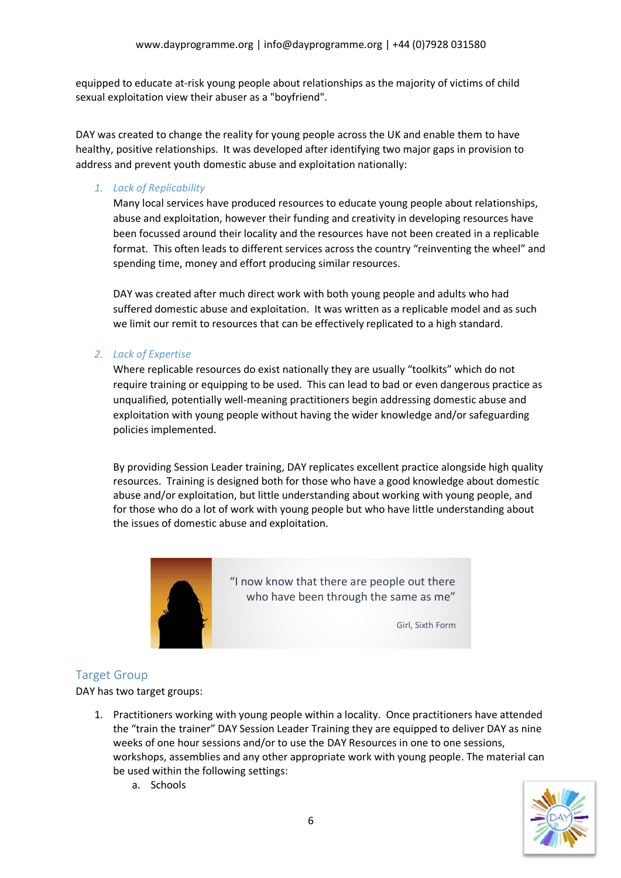equipped to educate at-risk young people about relationships as the majority of victims of child sexual exploitation view their abuser as a "boyfriend".

DAY was created to change the reality for young people across the UK and enable them to have healthy, positive relationships. It was developed after identifying two major gaps in provision to address and prevent youth domestic abuse and exploitation nationally:

1. *Lack of Replicability*

   Many local services have produced resources to educate young people about relationships, abuse and exploitation, however their funding and creativity in developing resources have been focussed around their locality and the resources have not been created in a replicable format. This often leads to different services across the country "reinventing the wheel" and spending time, money and effort producing similar resources.

   DAY was created after much direct work with both young people and adults who had suffered domestic abuse and exploitation. It was written as a replicable model and as such we limit our remit to resources that can be effectively replicated to a high standard.

2. *Lack of Expertise*

   Where replicable resources do exist nationally they are usually "toolkits" which do not require training or equipping to be used. This can lead to bad or even dangerous practice as unqualified, potentially well-meaning practitioners begin addressing domestic abuse and exploitation with young people without having the wider knowledge and/or safeguarding policies implemented.

   By providing Session Leader training, DAY replicates excellent practice alongside high quality resources. Training is designed both for those who have a good knowledge about domestic abuse and/or exploitation, but little understanding about working with young people, and for those who do a lot of work with young people but who have little understanding about the issues of domestic abuse and exploitation.

"I now know that there are people out there who have been through the same as me"

Girl, Sixth Form

## Target Group

DAY has two target groups:

1. Practitioners working with young people within a locality. Once practitioners have attended the "train the trainer" DAY Session Leader Training they are equipped to deliver DAY as nine weeks of one hour sessions and/or to use the DAY Resources in one to one sessions, workshops, assemblies and any other appropriate work with young people. The material can be used within the following settings:
   a. Schools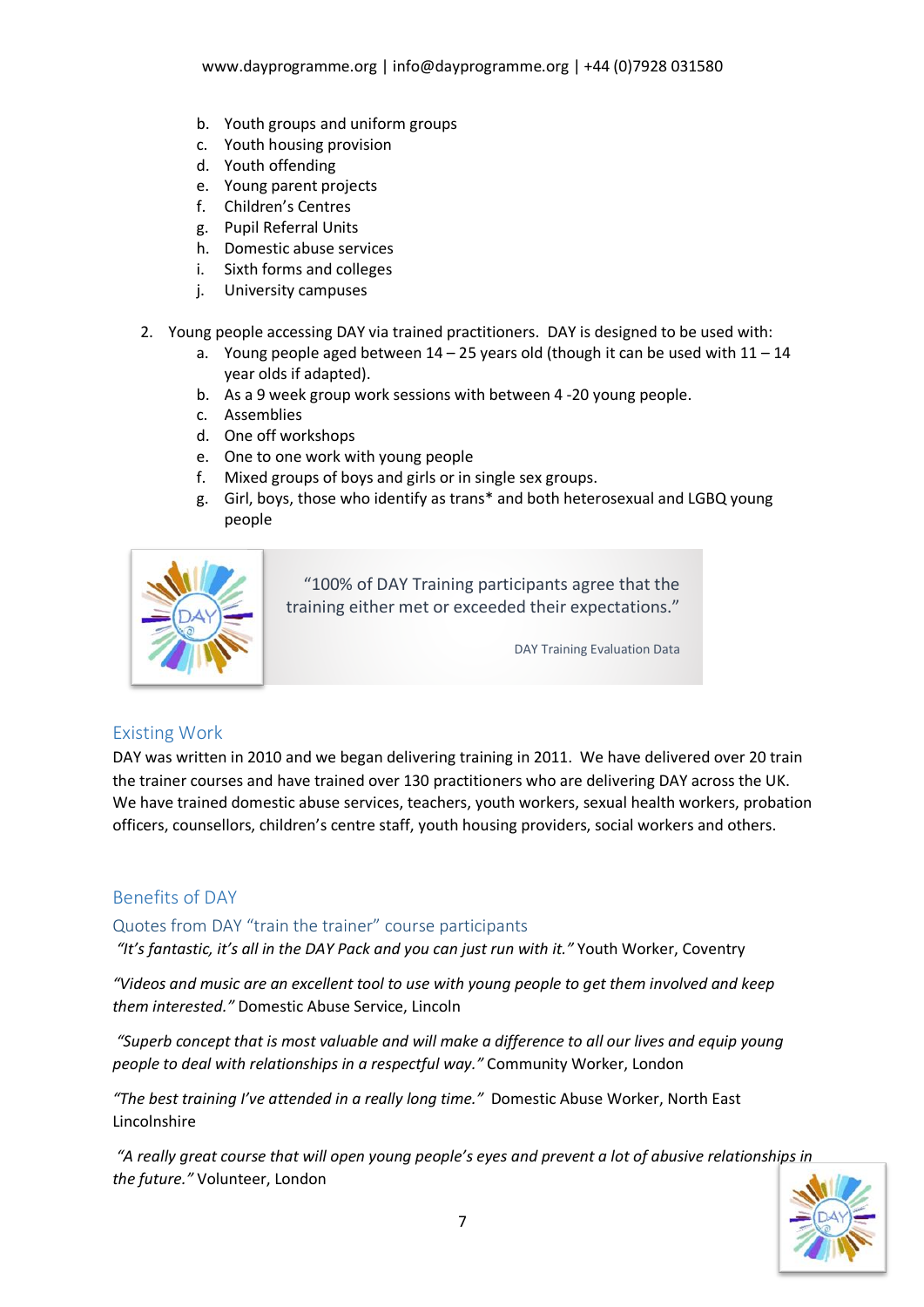b. Youth groups and uniform groups
   c. Youth housing provision
   d. Youth offending
   e. Young parent projects
   f. Children's Centres
   g. Pupil Referral Units
   h. Domestic abuse services
   i. Sixth forms and colleges
   j. University campuses

2. Young people accessing DAY via trained practitioners. DAY is designed to be used with:
   a. Young people aged between 14 – 25 years old (though it can be used with 11 – 14 year olds if adapted).
   b. As a 9 week group work sessions with between 4 -20 young people.
   c. Assemblies
   d. One off workshops
   e. One to one work with young people
   f. Mixed groups of boys and girls or in single sex groups.
   g. Girl, boys, those who identify as trans* and both heterosexual and LGBQ young people

> "100% of DAY Training participants agree that the training either met or exceeded their expectations."
>
> DAY Training Evaluation Data

## Existing Work

DAY was written in 2010 and we began delivering training in 2011. We have delivered over 20 train the trainer courses and have trained over 130 practitioners who are delivering DAY across the UK. We have trained domestic abuse services, teachers, youth workers, sexual health workers, probation officers, counsellors, children's centre staff, youth housing providers, social workers and others.

## Benefits of DAY

### Quotes from DAY "train the trainer" course participants

*"It's fantastic, it's all in the DAY Pack and you can just run with it."* Youth Worker, Coventry

*"Videos and music are an excellent tool to use with young people to get them involved and keep them interested."* Domestic Abuse Service, Lincoln

*"Superb concept that is most valuable and will make a difference to all our lives and equip young people to deal with relationships in a respectful way."* Community Worker, London

*"The best training I've attended in a really long time."* Domestic Abuse Worker, North East Lincolnshire

*"A really great course that will open young people's eyes and prevent a lot of abusive relationships in the future."* Volunteer, London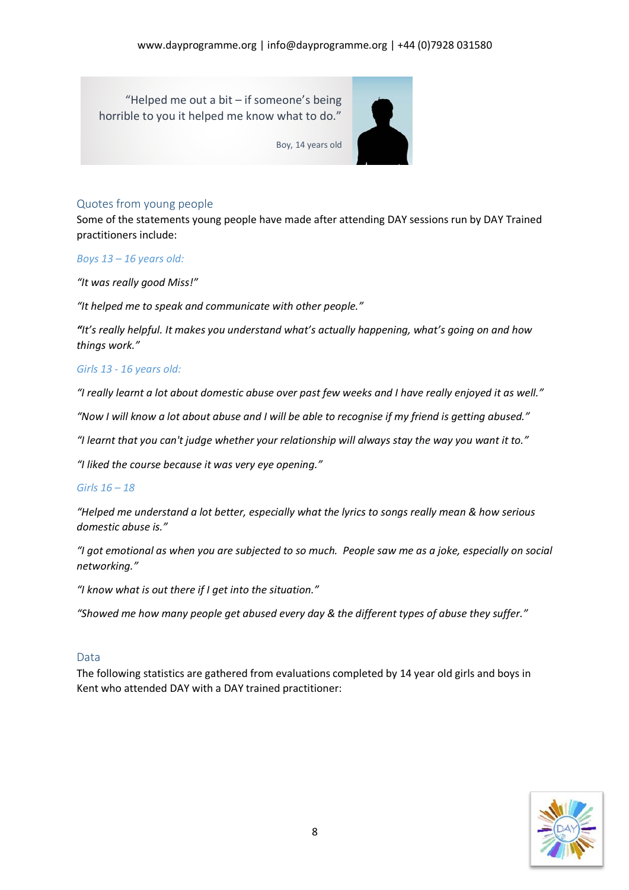> "Helped me out a bit – if someone's being horrible to you it helped me know what to do."
>
> Boy, 14 years old

## Quotes from young people

Some of the statements young people have made after attending DAY sessions run by DAY Trained practitioners include:

*Boys 13 – 16 years old:*

*"It was really good Miss!"*

*"It helped me to speak and communicate with other people."*

***"****It's really helpful. It makes you understand what's actually happening, what's going on and how things work."*

*Girls 13 - 16 years old:*

*"I really learnt a lot about domestic abuse over past few weeks and I have really enjoyed it as well."*

*"Now I will know a lot about abuse and I will be able to recognise if my friend is getting abused."*

*"I learnt that you can't judge whether your relationship will always stay the way you want it to."*

*"I liked the course because it was very eye opening."*

*Girls 16 – 18*

*"Helped me understand a lot better, especially what the lyrics to songs really mean & how serious domestic abuse is."*

*"I got emotional as when you are subjected to so much. People saw me as a joke, especially on social networking."*

*"I know what is out there if I get into the situation."*

*"Showed me how many people get abused every day & the different types of abuse they suffer."*

## Data

The following statistics are gathered from evaluations completed by 14 year old girls and boys in Kent who attended DAY with a DAY trained practitioner: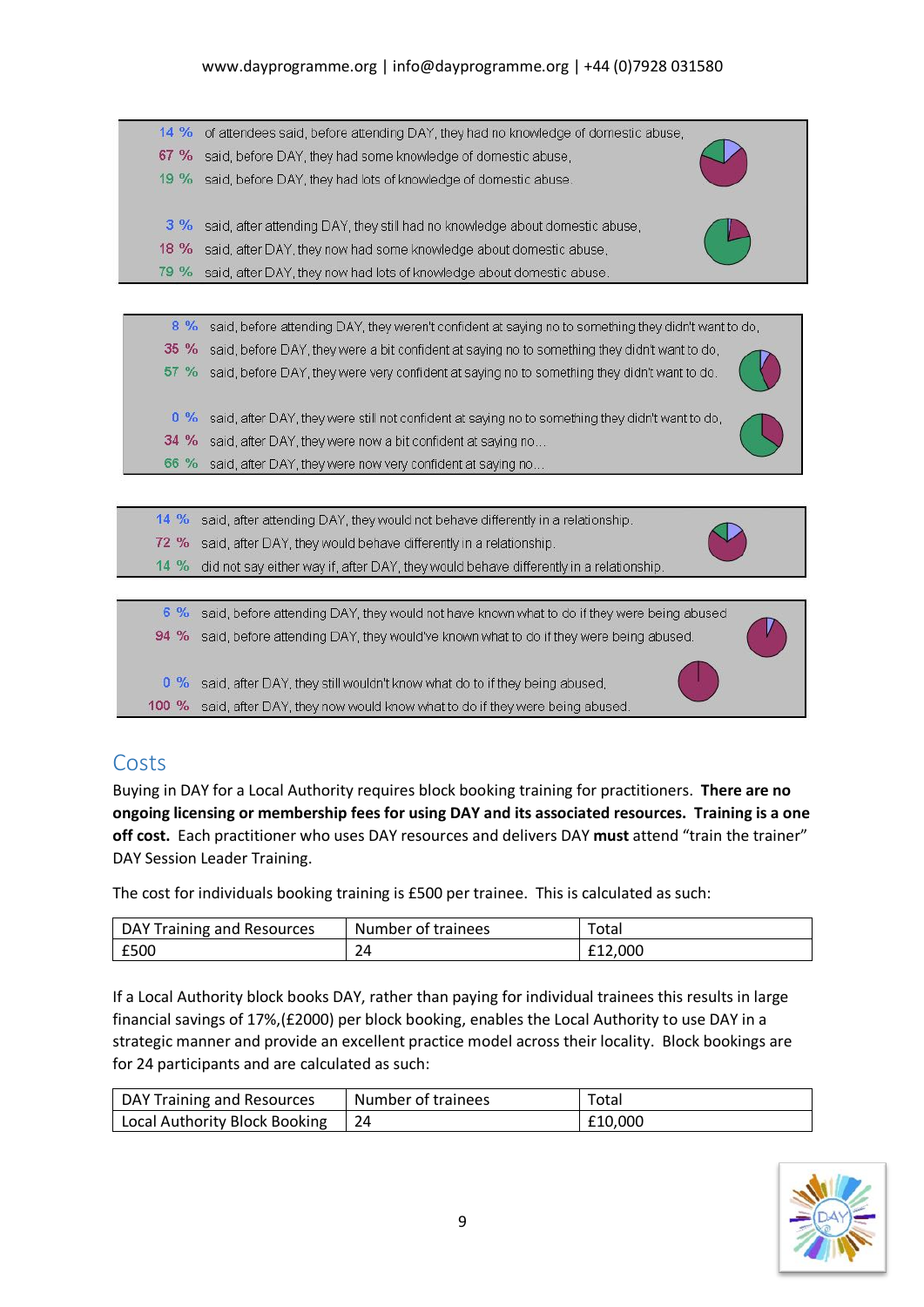14 % of attendees said, before attending DAY, they had no knowledge of domestic abuse,
67 % said, before DAY, they had some knowledge of domestic abuse,
19 % said, before DAY, they had lots of knowledge of domestic abuse.

3 % said, after attending DAY, they still had no knowledge about domestic abuse,
18 % said, after DAY, they now had some knowledge about domestic abuse,
79 % said, after DAY, they now had lots of knowledge about domestic abuse.

8 % said, before attending DAY, they weren't confident at saying no to something they didn't want to do,
35 % said, before DAY, they were a bit confident at saying no to something they didn't want to do,
57 % said, before DAY, they were very confident at saying no to something they didn't want to do.

0 % said, after DAY, they were still not confident at saying no to something they didn't want to do,
34 % said, after DAY, they were now a bit confident at saying no...
66 % said, after DAY, they were now very confident at saying no...

14 % said, after attending DAY, they would not behave differently in a relationship.
72 % said, after DAY, they would behave differently in a relationship.
14 % did not say either way if, after DAY, they would behave differently in a relationship.

6 % said, before attending DAY, they would not have known what to do if they were being abused
94 % said, before attending DAY, they would've known what to do if they were being abused.

0 % said, after DAY, they still wouldn't know what do to if they being abused,
100 % said, after DAY, they now would know what to do if they were being abused.

## Costs

Buying in DAY for a Local Authority requires block booking training for practitioners. **There are no ongoing licensing or membership fees for using DAY and its associated resources. Training is a one off cost.** Each practitioner who uses DAY resources and delivers DAY **must** attend "train the trainer" DAY Session Leader Training.

The cost for individuals booking training is £500 per trainee. This is calculated as such:

| DAY Training and Resources | Number of trainees | Total |
|---|---|---|
| £500 | 24 | £12,000 |

If a Local Authority block books DAY, rather than paying for individual trainees this results in large financial savings of 17%,(£2000) per block booking, enables the Local Authority to use DAY in a strategic manner and provide an excellent practice model across their locality. Block bookings are for 24 participants and are calculated as such:

| DAY Training and Resources | Number of trainees | Total |
|---|---|---|
| Local Authority Block Booking | 24 | £10,000 |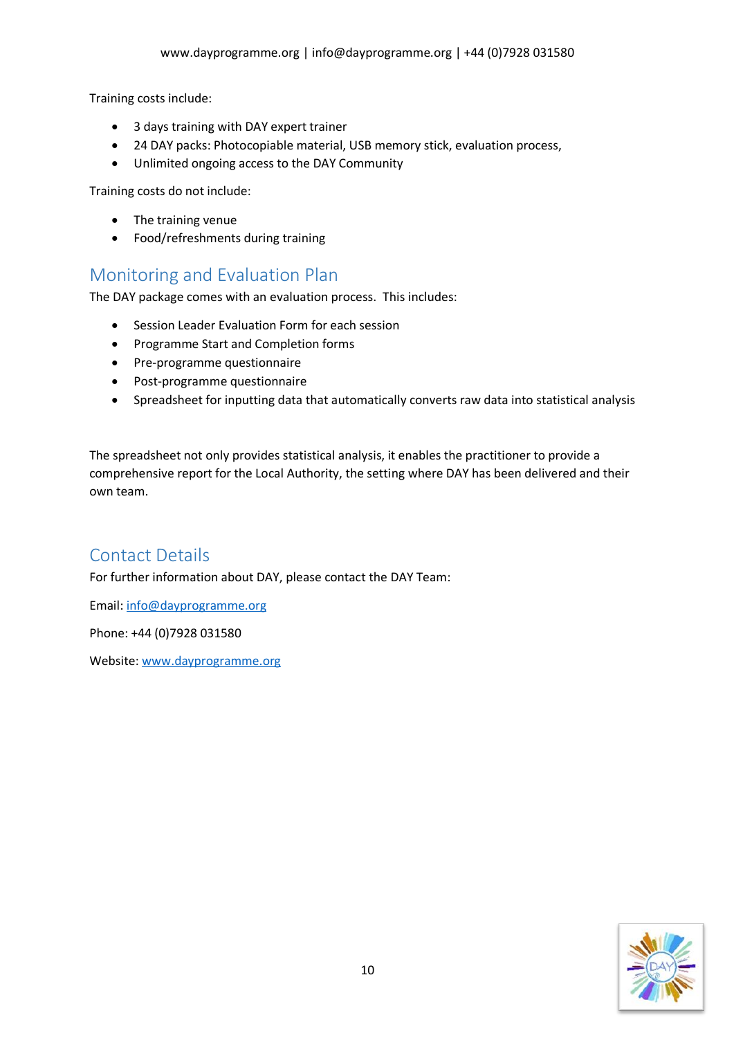Training costs include:

- 3 days training with DAY expert trainer
- 24 DAY packs: Photocopiable material, USB memory stick, evaluation process,
- Unlimited ongoing access to the DAY Community

Training costs do not include:

- The training venue
- Food/refreshments during training

## Monitoring and Evaluation Plan

The DAY package comes with an evaluation process. This includes:

- Session Leader Evaluation Form for each session
- Programme Start and Completion forms
- Pre-programme questionnaire
- Post-programme questionnaire
- Spreadsheet for inputting data that automatically converts raw data into statistical analysis

The spreadsheet not only provides statistical analysis, it enables the practitioner to provide a comprehensive report for the Local Authority, the setting where DAY has been delivered and their own team.

## Contact Details

For further information about DAY, please contact the DAY Team:

Email: info@dayprogramme.org

Phone: +44 (0)7928 031580

Website: www.dayprogramme.org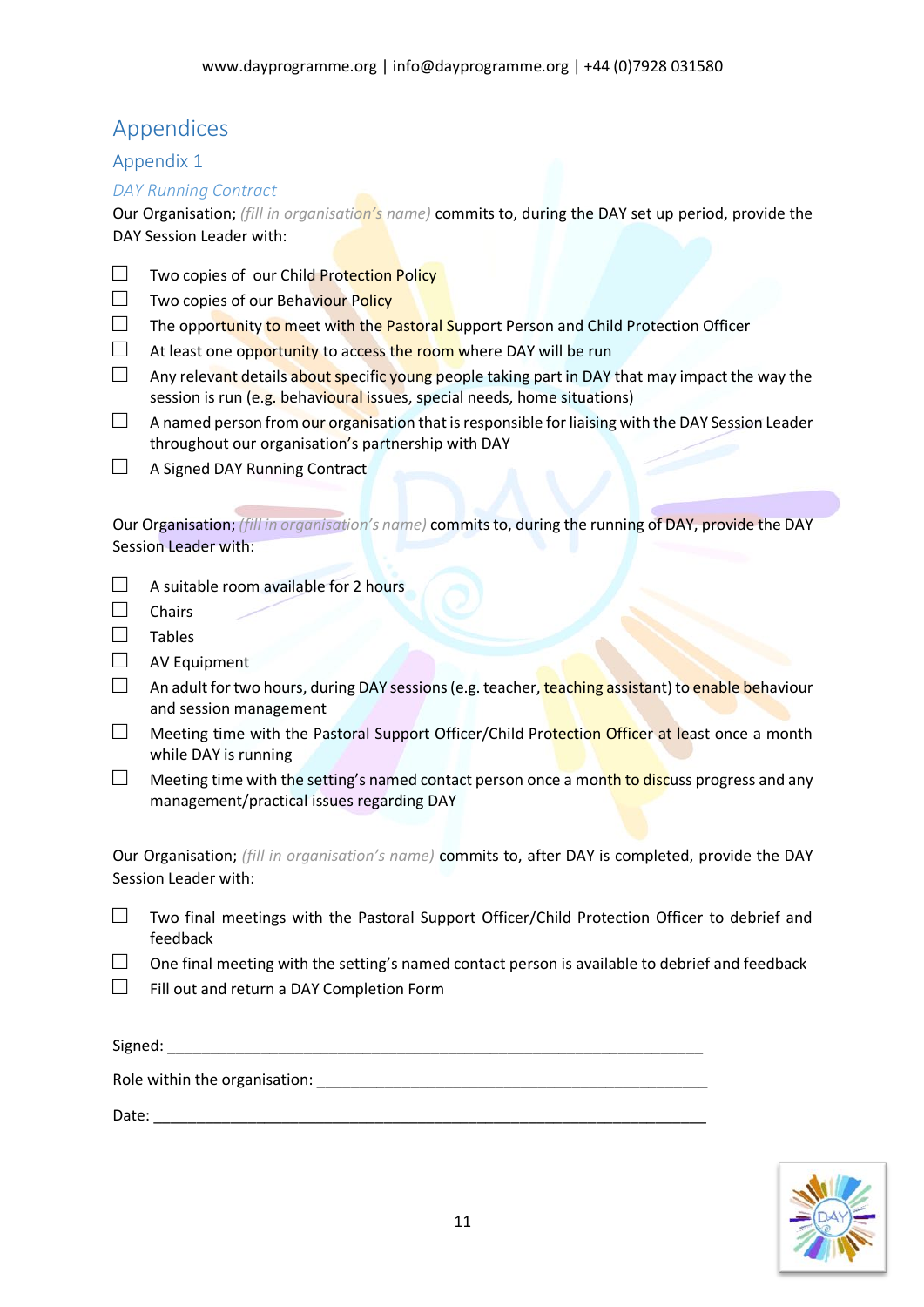# Appendices

## Appendix 1

### *DAY Running Contract*

Our Organisation; *(fill in organisation's name)* commits to, during the DAY set up period, provide the DAY Session Leader with:

- ☐ Two copies of our Child Protection Policy
- ☐ Two copies of our Behaviour Policy
- ☐ The opportunity to meet with the Pastoral Support Person and Child Protection Officer
- ☐ At least one opportunity to access the room where DAY will be run
- ☐ Any relevant details about specific young people taking part in DAY that may impact the way the session is run (e.g. behavioural issues, special needs, home situations)
- ☐ A named person from our organisation that is responsible for liaising with the DAY Session Leader throughout our organisation's partnership with DAY
- ☐ A Signed DAY Running Contract

Our Organisation; *(fill in organisation's name)* commits to, during the running of DAY, provide the DAY Session Leader with:

- ☐ A suitable room available for 2 hours
- ☐ Chairs
- ☐ Tables
- ☐ AV Equipment
- ☐ An adult for two hours, during DAY sessions (e.g. teacher, teaching assistant) to enable behaviour and session management
- ☐ Meeting time with the Pastoral Support Officer/Child Protection Officer at least once a month while DAY is running
- ☐ Meeting time with the setting's named contact person once a month to discuss progress and any management/practical issues regarding DAY

Our Organisation; *(fill in organisation's name)* commits to, after DAY is completed, provide the DAY Session Leader with:

- ☐ Two final meetings with the Pastoral Support Officer/Child Protection Officer to debrief and feedback
- ☐ One final meeting with the setting's named contact person is available to debrief and feedback
- ☐ Fill out and return a DAY Completion Form

Signed: ______________________________________________________________

Role within the organisation: _____________________________________________

Date: ________________________________________________________________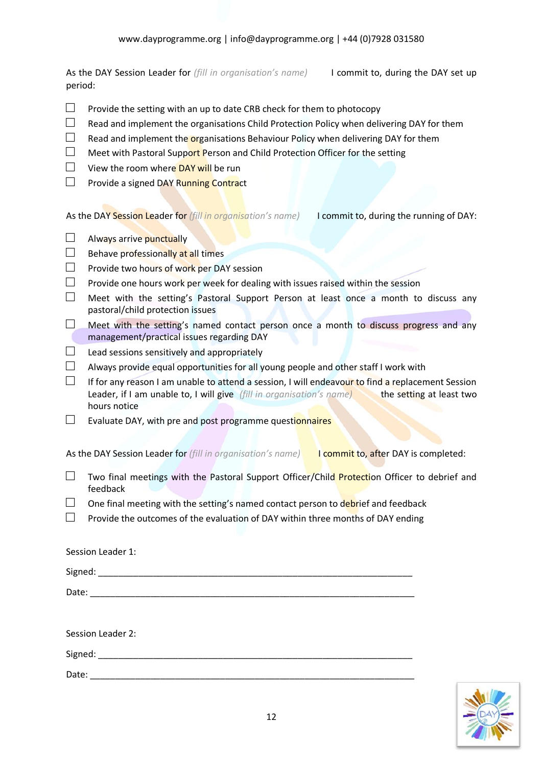As the DAY Session Leader for *(fill in organisation's name)* I commit to, during the DAY set up period:

- ☐ Provide the setting with an up to date CRB check for them to photocopy
- ☐ Read and implement the organisations Child Protection Policy when delivering DAY for them
- ☐ Read and implement the organisations Behaviour Policy when delivering DAY for them
- ☐ Meet with Pastoral Support Person and Child Protection Officer for the setting
- ☐ View the room where DAY will be run
- ☐ Provide a signed DAY Running Contract

As the DAY Session Leader for *(fill in organisation's name)* I commit to, during the running of DAY:

- ☐ Always arrive punctually
- ☐ Behave professionally at all times
- ☐ Provide two hours of work per DAY session
- ☐ Provide one hours work per week for dealing with issues raised within the session
- ☐ Meet with the setting's Pastoral Support Person at least once a month to discuss any pastoral/child protection issues
- ☐ Meet with the setting's named contact person once a month to discuss progress and any management/practical issues regarding DAY
- ☐ Lead sessions sensitively and appropriately
- ☐ Always provide equal opportunities for all young people and other staff I work with
- ☐ If for any reason I am unable to attend a session, I will endeavour to find a replacement Session Leader, if I am unable to, I will give *(fill in organisation's name)* the setting at least two hours notice
- ☐ Evaluate DAY, with pre and post programme questionnaires

As the DAY Session Leader for *(fill in organisation's name)* I commit to, after DAY is completed:

- ☐ Two final meetings with the Pastoral Support Officer/Child Protection Officer to debrief and feedback
- ☐ One final meeting with the setting's named contact person to debrief and feedback
- ☐ Provide the outcomes of the evaluation of DAY within three months of DAY ending

Session Leader 1:

Signed: ____________________________________________________________

Date: ______________________________________________________________

Session Leader 2:

Signed: ____________________________________________________________

Date: ______________________________________________________________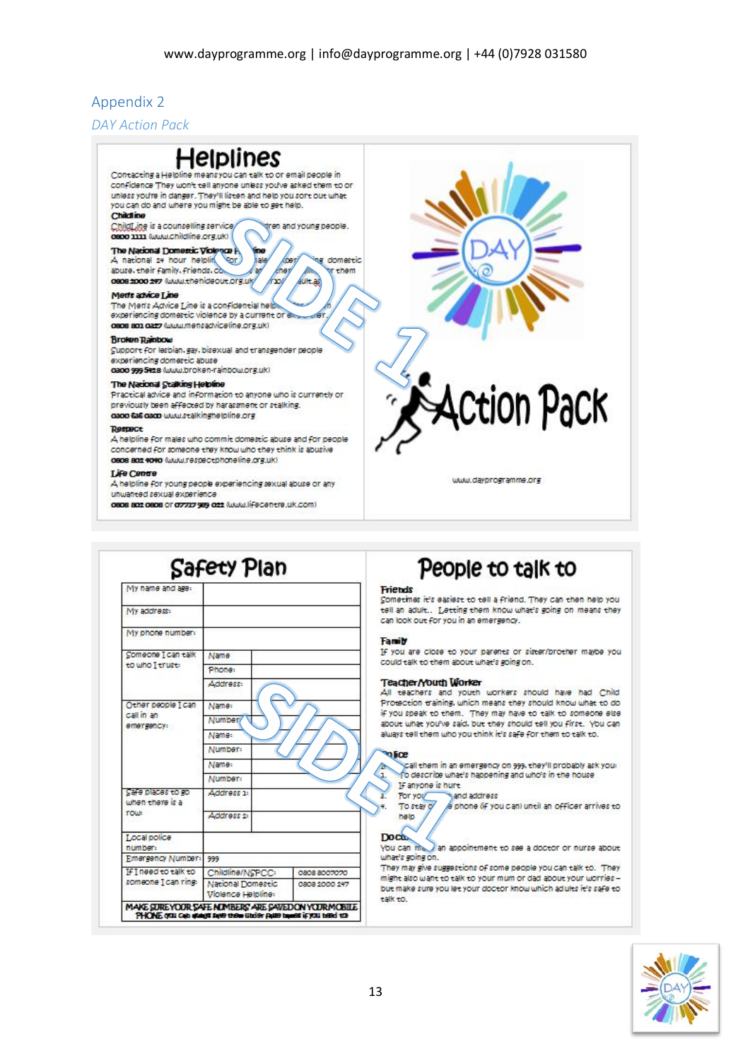## Appendix 2

*DAY Action Pack*

# Helplines

Contacting a Helpline means you can talk to or email people in confidence They won't tell anyone unless you've asked them to or unless you're in danger. They'll listen and help you sort out what you can do and where you might be able to get help.

**Childline**
ChildLine is a counselling service … children and young people.
**0800 1111** (www.childline.org.uk)

**The National Domestic Violence Helpline**
A national 24 hour helpline for … experiencing domestic abuse, their family, friends, co… or others calling on their behalf.
**0808 2000 247** (www.thehideout.org.uk …)

**Men's advice Line**
The Men's Advice Line is a confidential helpline for men experiencing domestic violence by a current or ex-partner.
**0808 801 0327** (www.mensadviceline.org.uk)

**Broken Rainbow**
Support for lesbian, gay, bisexual and transgender people experiencing domestic abuse
**0300 999 5428** (www.broken-rainbow.org.uk)

**The National Stalking Helpline**
Practical advice and information to anyone who is currently or previously been affected by harassment or stalking.
**0300 636 0300** www.stalkinghelpline.org

**Respect**
A helpline for males who commit domestic abuse and for people concerned for someone they know who they think is abusive
**0808 802 4040** (www.respectphoneline.org.uk)

**Life Centre**
A helpline for young people experiencing sexual abuse or any unwanted sexual experience
**0808 802 0808** or **07717 989 022** (www.lifecentre.uk.com)

SIDE 1

DAY

Action Pack

www.dayprogramme.org

# Safety Plan

| | | |
|---|---|---|
| My name and age: | | |
| My address: | | |
| My phone number: | | |
| Someone I can talk to who I trust: | Name | |
| | Phone: | |
| | Address: | |
| Other people I can call in an emergency: | Name: | |
| | Number: | |
| | Name: | |
| | Number: | |
| | Name: | |
| | Number: | |
| Safe places to go when there is a row: | Address 1: | |
| | Address 2: | |
| Local police number: | | |
| Emergency Number: | 999 | |
| If I need to talk to someone I can ring: | Childline/NSPCC: | 0808 8007070 |
| | National Domestic Violence Helpline: | 0808 2000 247 |

**MAKE SURE YOUR SAFE NUMBERS ARE SAVED ON YOUR MOBILE PHONE** you can always save them under false names if you need to

# People to talk to

**Friends**
Sometimes it's easiest to tell a friend. They can then help you tell an adult.. Letting them know what's going on means they can look out for you in an emergency.

**Family**
If you are close to your parents or sister/brother maybe you could talk to them about what's going on.

**Teacher/Youth Worker**
All teachers and youth workers should have had Child Protection training, which means they should know what to do if you speak to them. They may have to talk to someone else about what you've said, but they should tell you first. You can always tell them who you think it's safe for them to talk to.

**Police**
If you call them in an emergency on 999, they'll probably ask you:
1. To describe what's happening and who's in the house
2. If anyone is hurt
3. For your name and address
4. To stay on the phone (if you can) until an officer arrives to help

**Doctor**
You can make an appointment to see a doctor or nurse about what's going on.
They may give suggestions of some people you can talk to. They might also want to talk to your mum or dad about your worries – but make sure you let your doctor know which adults it's safe to talk to.

SIDE 1